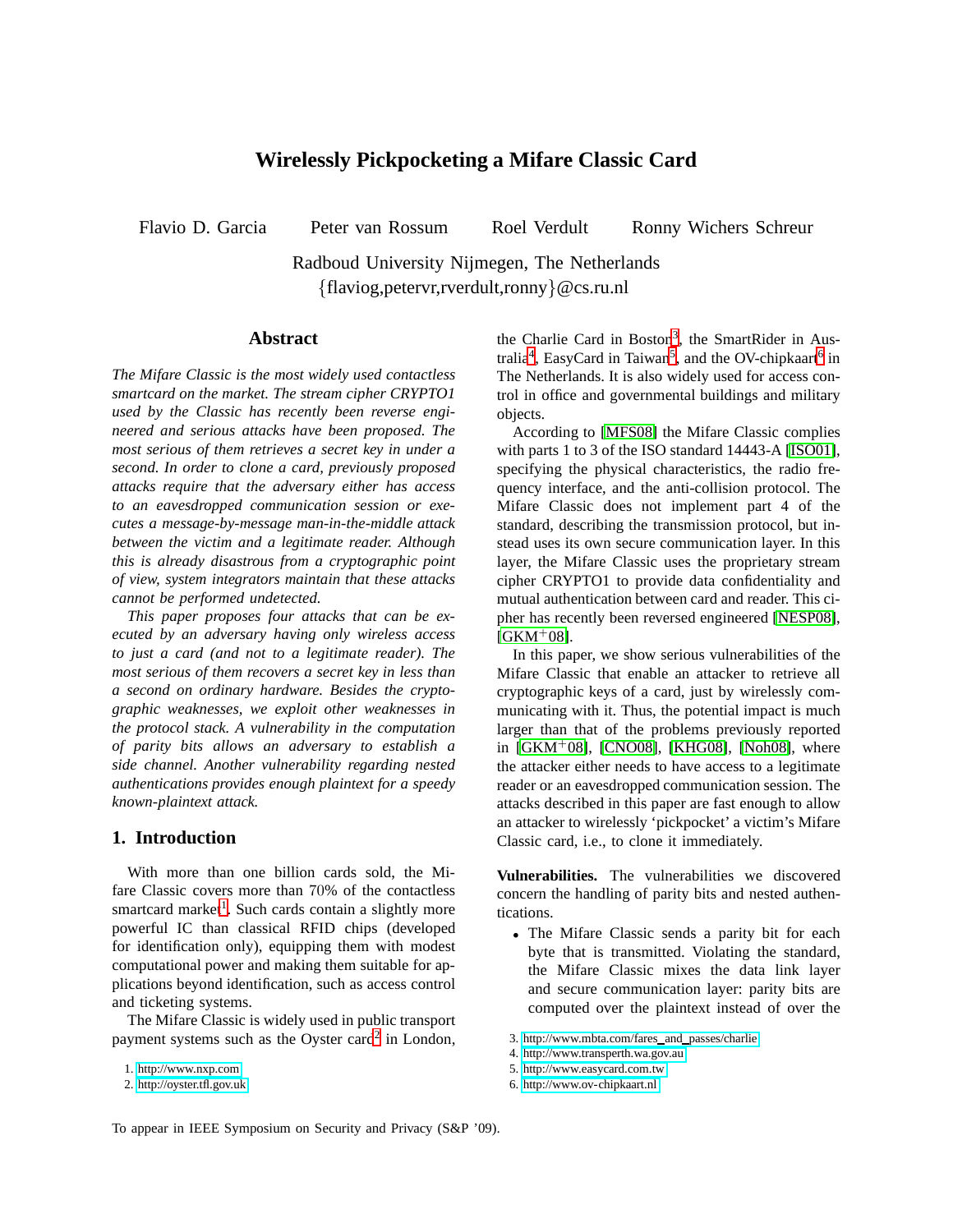# Wirelessly Pickpocketing a Mifare Classic Card

Flavio D. Garcia  Peter van Rossum  Roel Verdult  Ronny Wichers Schreur

Radboud University Nijmegen, The Netherlands
{flaviog,petervr,rverdult,ronny}@cs.ru.nl

## Abstract

*The Mifare Classic is the most widely used contactless smartcard on the market. The stream cipher CRYPTO1 used by the Classic has recently been reverse engineered and serious attacks have been proposed. The most serious of them retrieves a secret key in under a second. In order to clone a card, previously proposed attacks require that the adversary either has access to an eavesdropped communication session or executes a message-by-message man-in-the-middle attack between the victim and a legitimate reader. Although this is already disastrous from a cryptographic point of view, system integrators maintain that these attacks cannot be performed undetected.*

*This paper proposes four attacks that can be executed by an adversary having only wireless access to just a card (and not to a legitimate reader). The most serious of them recovers a secret key in less than a second on ordinary hardware. Besides the cryptographic weaknesses, we exploit other weaknesses in the protocol stack. A vulnerability in the computation of parity bits allows an adversary to establish a side channel. Another vulnerability regarding nested authentications provides enough plaintext for a speedy known-plaintext attack.*

## 1. Introduction

With more than one billion cards sold, the Mifare Classic covers more than 70% of the contactless smartcard market[1]. Such cards contain a slightly more powerful IC than classical RFID chips (developed for identification only), equipping them with modest computational power and making them suitable for applications beyond identification, such as access control and ticketing systems.

The Mifare Classic is widely used in public transport payment systems such as the Oyster card[2] in London, the Charlie Card in Boston[3], the SmartRider in Australia[4], EasyCard in Taiwan[5], and the OV-chipkaart[6] in The Netherlands. It is also widely used for access control in office and governmental buildings and military objects.

According to [MFS08] the Mifare Classic complies with parts 1 to 3 of the ISO standard 14443-A [ISO01], specifying the physical characteristics, the radio frequency interface, and the anti-collision protocol. The Mifare Classic does not implement part 4 of the standard, describing the transmission protocol, but instead uses its own secure communication layer. In this layer, the Mifare Classic uses the proprietary stream cipher CRYPTO1 to provide data confidentiality and mutual authentication between card and reader. This cipher has recently been reversed engineered [NESP08], [GKM+08].

In this paper, we show serious vulnerabilities of the Mifare Classic that enable an attacker to retrieve all cryptographic keys of a card, just by wirelessly communicating with it. Thus, the potential impact is much larger than that of the problems previously reported in [GKM+08], [CNO08], [KHG08], [Noh08], where the attacker either needs to have access to a legitimate reader or an eavesdropped communication session. The attacks described in this paper are fast enough to allow an attacker to wirelessly 'pickpocket' a victim's Mifare Classic card, i.e., to clone it immediately.

**Vulnerabilities.** The vulnerabilities we discovered concern the handling of parity bits and nested authentications.

- The Mifare Classic sends a parity bit for each byte that is transmitted. Violating the standard, the Mifare Classic mixes the data link layer and secure communication layer: parity bits are computed over the plaintext instead of over the

1. http://www.nxp.com
2. http://oyster.tfl.gov.uk
3. http://www.mbta.com/fares_and_passes/charlie
4. http://www.transperth.wa.gov.au
5. http://www.easycard.com.tw
6. http://www.ov-chipkaart.nl

To appear in IEEE Symposium on Security and Privacy (S&P '09).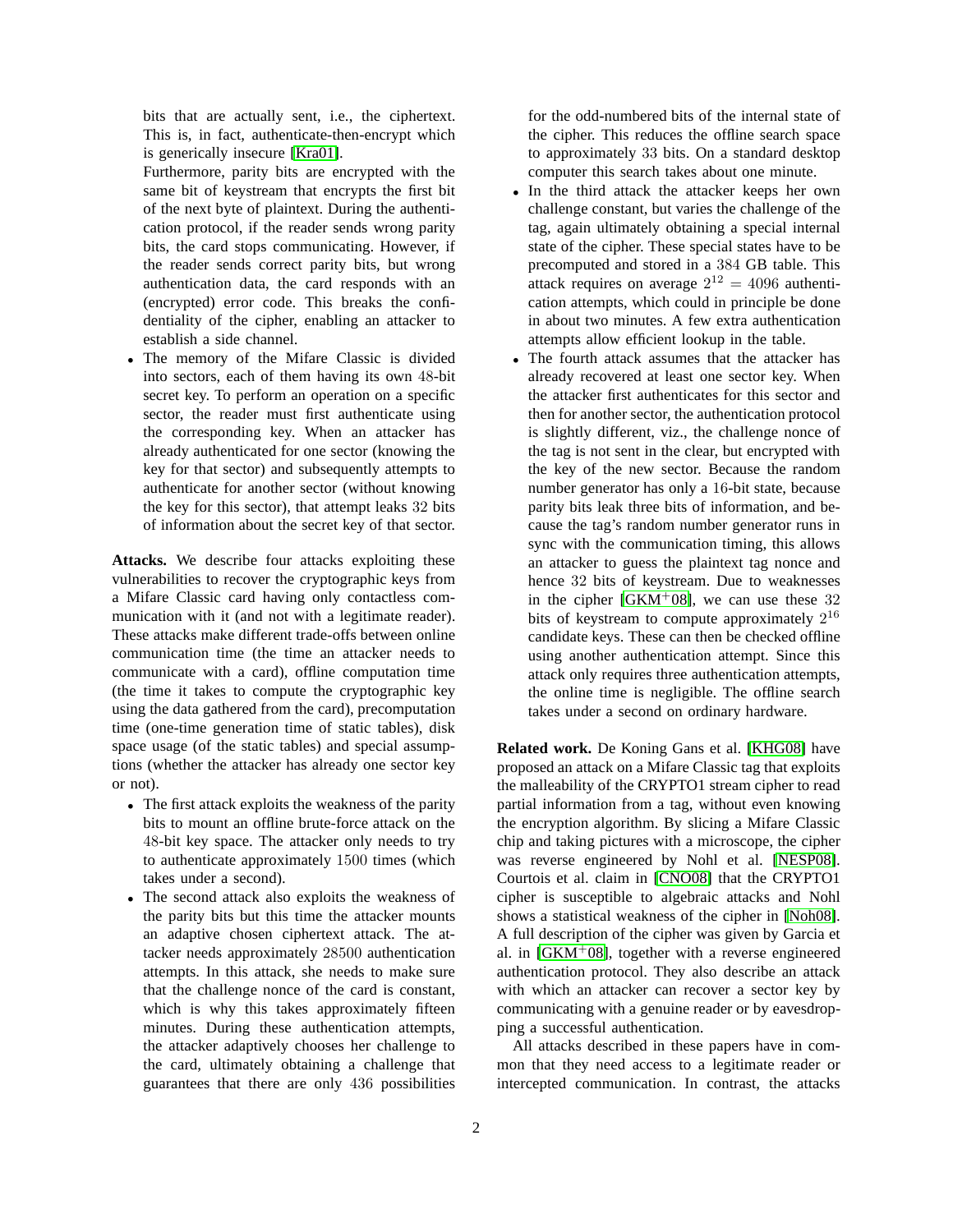bits that are actually sent, i.e., the ciphertext. This is, in fact, authenticate-then-encrypt which is generically insecure [Kra01].
Furthermore, parity bits are encrypted with the same bit of keystream that encrypts the first bit of the next byte of plaintext. During the authentication protocol, if the reader sends wrong parity bits, the card stops communicating. However, if the reader sends correct parity bits, but wrong authentication data, the card responds with an (encrypted) error code. This breaks the confidentiality of the cipher, enabling an attacker to establish a side channel.

- The memory of the Mifare Classic is divided into sectors, each of them having its own 48-bit secret key. To perform an operation on a specific sector, the reader must first authenticate using the corresponding key. When an attacker has already authenticated for one sector (knowing the key for that sector) and subsequently attempts to authenticate for another sector (without knowing the key for this sector), that attempt leaks 32 bits of information about the secret key of that sector.

**Attacks.** We describe four attacks exploiting these vulnerabilities to recover the cryptographic keys from a Mifare Classic card having only contactless communication with it (and not with a legitimate reader). These attacks make different trade-offs between online communication time (the time an attacker needs to communicate with a card), offline computation time (the time it takes to compute the cryptographic key using the data gathered from the card), precomputation time (one-time generation time of static tables), disk space usage (of the static tables) and special assumptions (whether the attacker has already one sector key or not).

- The first attack exploits the weakness of the parity bits to mount an offline brute-force attack on the 48-bit key space. The attacker only needs to try to authenticate approximately 1500 times (which takes under a second).
- The second attack also exploits the weakness of the parity bits but this time the attacker mounts an adaptive chosen ciphertext attack. The attacker needs approximately 28500 authentication attempts. In this attack, she needs to make sure that the challenge nonce of the card is constant, which is why this takes approximately fifteen minutes. During these authentication attempts, the attacker adaptively chooses her challenge to the card, ultimately obtaining a challenge that guarantees that there are only 436 possibilities for the odd-numbered bits of the internal state of the cipher. This reduces the offline search space to approximately 33 bits. On a standard desktop computer this search takes about one minute.
- In the third attack the attacker keeps her own challenge constant, but varies the challenge of the tag, again ultimately obtaining a special internal state of the cipher. These special states have to be precomputed and stored in a 384 GB table. This attack requires on average $2^{12} = 4096$ authentication attempts, which could in principle be done in about two minutes. A few extra authentication attempts allow efficient lookup in the table.
- The fourth attack assumes that the attacker has already recovered at least one sector key. When the attacker first authenticates for this sector and then for another sector, the authentication protocol is slightly different, viz., the challenge nonce of the tag is not sent in the clear, but encrypted with the key of the new sector. Because the random number generator has only a 16-bit state, because parity bits leak three bits of information, and because the tag's random number generator runs in sync with the communication timing, this allows an attacker to guess the plaintext tag nonce and hence 32 bits of keystream. Due to weaknesses in the cipher [GKM+08], we can use these 32 bits of keystream to compute approximately $2^{16}$ candidate keys. These can then be checked offline using another authentication attempt. Since this attack only requires three authentication attempts, the online time is negligible. The offline search takes under a second on ordinary hardware.

**Related work.** De Koning Gans et al. [KHG08] have proposed an attack on a Mifare Classic tag that exploits the malleability of the CRYPTO1 stream cipher to read partial information from a tag, without even knowing the encryption algorithm. By slicing a Mifare Classic chip and taking pictures with a microscope, the cipher was reverse engineered by Nohl et al. [NESP08]. Courtois et al. claim in [CNO08] that the CRYPTO1 cipher is susceptible to algebraic attacks and Nohl shows a statistical weakness of the cipher in [Noh08]. A full description of the cipher was given by Garcia et al. in [GKM+08], together with a reverse engineered authentication protocol. They also describe an attack with which an attacker can recover a sector key by communicating with a genuine reader or by eavesdropping a successful authentication.

All attacks described in these papers have in common that they need access to a legitimate reader or intercepted communication. In contrast, the attacks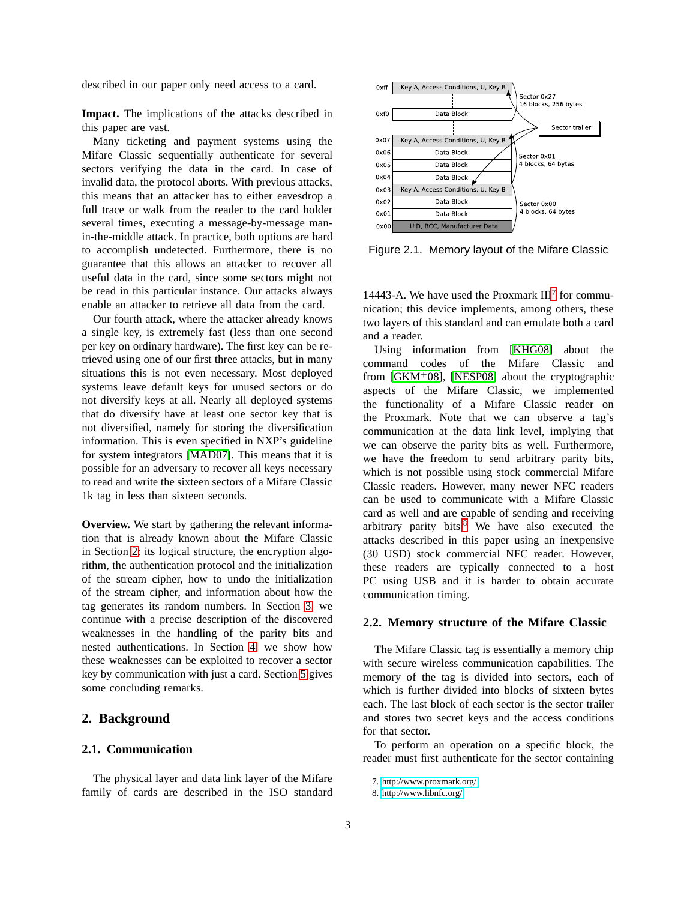described in our paper only need access to a card.

**Impact.** The implications of the attacks described in this paper are vast.

Many ticketing and payment systems using the Mifare Classic sequentially authenticate for several sectors verifying the data in the card. In case of invalid data, the protocol aborts. With previous attacks, this means that an attacker has to either eavesdrop a full trace or walk from the reader to the card holder several times, executing a message-by-message man-in-the-middle attack. In practice, both options are hard to accomplish undetected. Furthermore, there is no guarantee that this allows an attacker to recover all useful data in the card, since some sectors might not be read in this particular instance. Our attacks always enable an attacker to retrieve all data from the card.

Our fourth attack, where the attacker already knows a single key, is extremely fast (less than one second per key on ordinary hardware). The first key can be retrieved using one of our first three attacks, but in many situations this is not even necessary. Most deployed systems leave default keys for unused sectors or do not diversify keys at all. Nearly all deployed systems that do diversify have at least one sector key that is not diversified, namely for storing the diversification information. This is even specified in NXP's guideline for system integrators [MAD07]. This means that it is possible for an adversary to recover all keys necessary to read and write the sixteen sectors of a Mifare Classic 1k tag in less than sixteen seconds.

**Overview.** We start by gathering the relevant information that is already known about the Mifare Classic in Section 2: its logical structure, the encryption algorithm, the authentication protocol and the initialization of the stream cipher, how to undo the initialization of the stream cipher, and information about how the tag generates its random numbers. In Section 3, we continue with a precise description of the discovered weaknesses in the handling of the parity bits and nested authentications. In Section 4, we show how these weaknesses can be exploited to recover a sector key by communication with just a card. Section 5 gives some concluding remarks.

## 2. Background

### 2.1. Communication

The physical layer and data link layer of the Mifare family of cards are described in the ISO standard 14443-A. We have used the Proxmark III[7] for communication; this device implements, among others, these two layers of this standard and can emulate both a card and a reader.

Using information from [KHG08] about the command codes of the Mifare Classic and from [GKM+08], [NESP08] about the cryptographic aspects of the Mifare Classic, we implemented the functionality of a Mifare Classic reader on the Proxmark. Note that we can observe a tag's communication at the data link level, implying that we can observe the parity bits as well. Furthermore, we have the freedom to send arbitrary parity bits, which is not possible using stock commercial Mifare Classic readers. However, many newer NFC readers can be used to communicate with a Mifare Classic card as well and are capable of sending and receiving arbitrary parity bits.[8] We have also executed the attacks described in this paper using an inexpensive (30 USD) stock commercial NFC reader. However, these readers are typically connected to a host PC using USB and it is harder to obtain accurate communication timing.

| | | |
|---|---|---|
| 0xff | Key A, Access Conditions, U, Key B | Sector 0x27<br>16 blocks, 256 bytes |
| 0xf0 | Data Block | |
| 0x07 | Key A, Access Conditions, U, Key B | Sector 0x01<br>4 blocks, 64 bytes |
| 0x06 | Data Block | |
| 0x05 | Data Block | |
| 0x04 | Data Block | |
| 0x03 | Key A, Access Conditions, U, Key B | Sector 0x00<br>4 blocks, 64 bytes |
| 0x02 | Data Block | |
| 0x01 | Data Block | |
| 0x00 | UID, BCC, Manufacturer Data | |

Sector trailer

Figure 2.1. Memory layout of the Mifare Classic

### 2.2. Memory structure of the Mifare Classic

The Mifare Classic tag is essentially a memory chip with secure wireless communication capabilities. The memory of the tag is divided into sectors, each of which is further divided into blocks of sixteen bytes each. The last block of each sector is the sector trailer and stores two secret keys and the access conditions for that sector.

To perform an operation on a specific block, the reader must first authenticate for the sector containing

7. http://www.proxmark.org/
8. http://www.libnfc.org/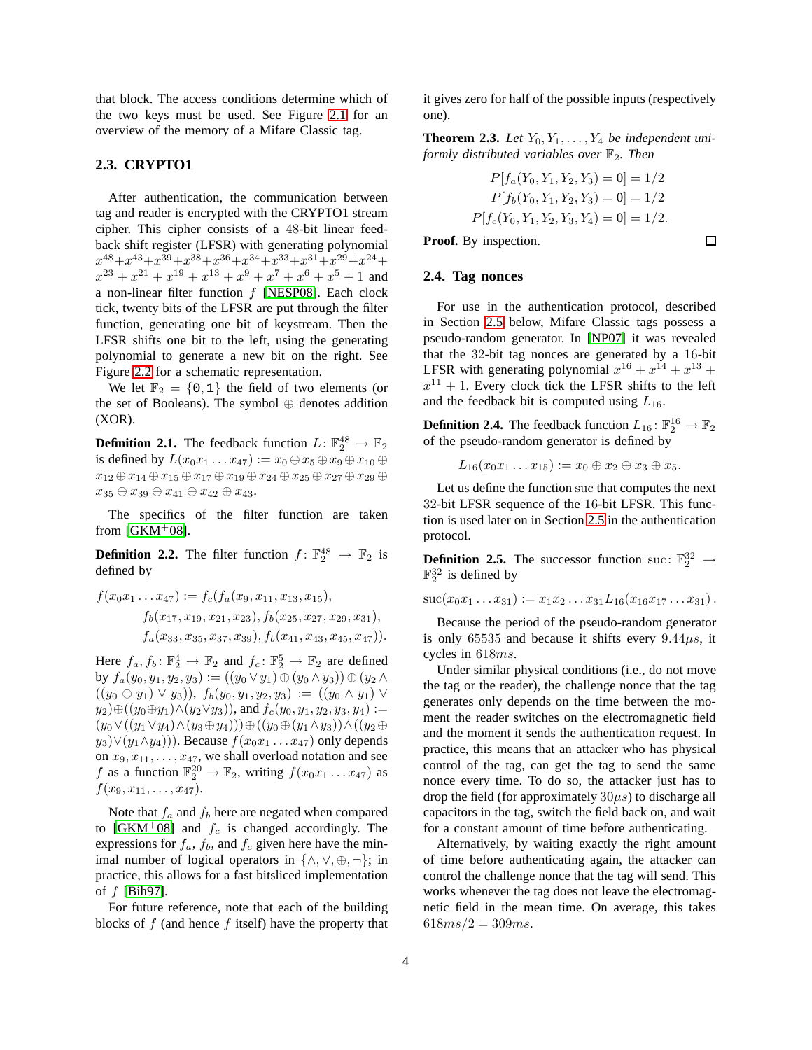that block. The access conditions determine which of the two keys must be used. See Figure 2.1 for an overview of the memory of a Mifare Classic tag.

### 2.3. CRYPTO1

After authentication, the communication between tag and reader is encrypted with the CRYPTO1 stream cipher. This cipher consists of a 48-bit linear feedback shift register (LFSR) with generating polynomial $x^{48}+x^{43}+x^{39}+x^{38}+x^{36}+x^{34}+x^{33}+x^{31}+x^{29}+x^{24}+x^{23}+x^{21}+x^{19}+x^{13}+x^{9}+x^{7}+x^{6}+x^{5}+1$ and a non-linear filter function $f$ [NESP08]. Each clock tick, twenty bits of the LFSR are put through the filter function, generating one bit of keystream. Then the LFSR shifts one bit to the left, using the generating polynomial to generate a new bit on the right. See Figure 2.2 for a schematic representation.

We let $\mathbb{F}_2 = \{0, 1\}$ the field of two elements (or the set of Booleans). The symbol $\oplus$ denotes addition (XOR).

**Definition 2.1.** The feedback function $L\colon \mathbb{F}_2^{48} \to \mathbb{F}_2$ is defined by $L(x_0x_1 \ldots x_{47}) := x_0 \oplus x_5 \oplus x_9 \oplus x_{10} \oplus x_{12} \oplus x_{14} \oplus x_{15} \oplus x_{17} \oplus x_{19} \oplus x_{24} \oplus x_{25} \oplus x_{27} \oplus x_{29} \oplus x_{35} \oplus x_{39} \oplus x_{41} \oplus x_{42} \oplus x_{43}$.

The specifics of the filter function are taken from [GKM⁺08].

**Definition 2.2.** The filter function $f\colon \mathbb{F}_2^{48} \to \mathbb{F}_2$ is defined by

$$
\begin{aligned}
f(x_0x_1 \ldots x_{47}) := f_c(&f_a(x_9, x_{11}, x_{13}, x_{15}),\\
&f_b(x_{17}, x_{19}, x_{21}, x_{23}), f_b(x_{25}, x_{27}, x_{29}, x_{31}),\\
&f_a(x_{33}, x_{35}, x_{37}, x_{39}), f_b(x_{41}, x_{43}, x_{45}, x_{47})).
\end{aligned}
$$

Here $f_a, f_b\colon \mathbb{F}_2^4 \to \mathbb{F}_2$ and $f_c\colon \mathbb{F}_2^5 \to \mathbb{F}_2$ are defined by $f_a(y_0, y_1, y_2, y_3) := ((y_0 \vee y_1) \oplus (y_0 \wedge y_3)) \oplus (y_2 \wedge ((y_0 \oplus y_1) \vee y_3))$, $f_b(y_0, y_1, y_2, y_3) := ((y_0 \wedge y_1) \vee y_2) \oplus ((y_0 \oplus y_1) \wedge (y_2 \vee y_3))$, and $f_c(y_0, y_1, y_2, y_3, y_4) := (y_0 \vee ((y_1 \vee y_4) \wedge (y_3 \oplus y_4))) \oplus ((y_0 \oplus (y_1 \wedge y_3)) \wedge ((y_2 \oplus y_3) \vee (y_1 \wedge y_4)))$. Because $f(x_0x_1 \ldots x_{47})$ only depends on $x_9, x_{11}, \ldots, x_{47}$, we shall overload notation and see $f$ as a function $\mathbb{F}_2^{20} \to \mathbb{F}_2$, writing $f(x_0x_1 \ldots x_{47})$ as $f(x_9, x_{11}, \ldots, x_{47})$.

Note that $f_a$ and $f_b$ here are negated when compared to [GKM⁺08] and $f_c$ is changed accordingly. The expressions for $f_a$, $f_b$, and $f_c$ given here have the minimal number of logical operators in $\{\wedge, \vee, \oplus, \neg\}$; in practice, this allows for a fast bitsliced implementation of $f$ [Bih97].

For future reference, note that each of the building blocks of $f$ (and hence $f$ itself) have the property that it gives zero for half of the possible inputs (respectively one).

**Theorem 2.3.** *Let $Y_0, Y_1, \ldots, Y_4$ be independent uniformly distributed variables over $\mathbb{F}_2$. Then*

$$
\begin{aligned}
P[f_a(Y_0, Y_1, Y_2, Y_3) = 0] &= 1/2\\
P[f_b(Y_0, Y_1, Y_2, Y_3) = 0] &= 1/2\\
P[f_c(Y_0, Y_1, Y_2, Y_3, Y_4) = 0] &= 1/2.
\end{aligned}
$$

**Proof.** By inspection. □

### 2.4. Tag nonces

For use in the authentication protocol, described in Section 2.5 below, Mifare Classic tags possess a pseudo-random generator. In [NP07] it was revealed that the 32-bit tag nonces are generated by a 16-bit LFSR with generating polynomial $x^{16} + x^{14} + x^{13} + x^{11} + 1$. Every clock tick the LFSR shifts to the left and the feedback bit is computed using $L_{16}$.

**Definition 2.4.** The feedback function $L_{16}\colon \mathbb{F}_2^{16} \to \mathbb{F}_2$ of the pseudo-random generator is defined by

$$L_{16}(x_0x_1 \ldots x_{15}) := x_0 \oplus x_2 \oplus x_3 \oplus x_5.$$

Let us define the function suc that computes the next 32-bit LFSR sequence of the 16-bit LFSR. This function is used later on in Section 2.5 in the authentication protocol.

**Definition 2.5.** The successor function $\mathrm{suc}\colon \mathbb{F}_2^{32} \to \mathbb{F}_2^{32}$ is defined by

$$\mathrm{suc}(x_0x_1 \ldots x_{31}) := x_1x_2 \ldots x_{31}L_{16}(x_{16}x_{17} \ldots x_{31}).$$

Because the period of the pseudo-random generator is only 65535 and because it shifts every $9.44\mu s$, it cycles in $618ms$.

Under similar physical conditions (i.e., do not move the tag or the reader), the challenge nonce that the tag generates only depends on the time between the moment the reader switches on the electromagnetic field and the moment it sends the authentication request. In practice, this means that an attacker who has physical control of the tag, can get the tag to send the same nonce every time. To do so, the attacker just has to drop the field (for approximately $30\mu s$) to discharge all capacitors in the tag, switch the field back on, and wait for a constant amount of time before authenticating.

Alternatively, by waiting exactly the right amount of time before authenticating again, the attacker can control the challenge nonce that the tag will send. This works whenever the tag does not leave the electromagnetic field in the mean time. On average, this takes $618ms/2 = 309ms$.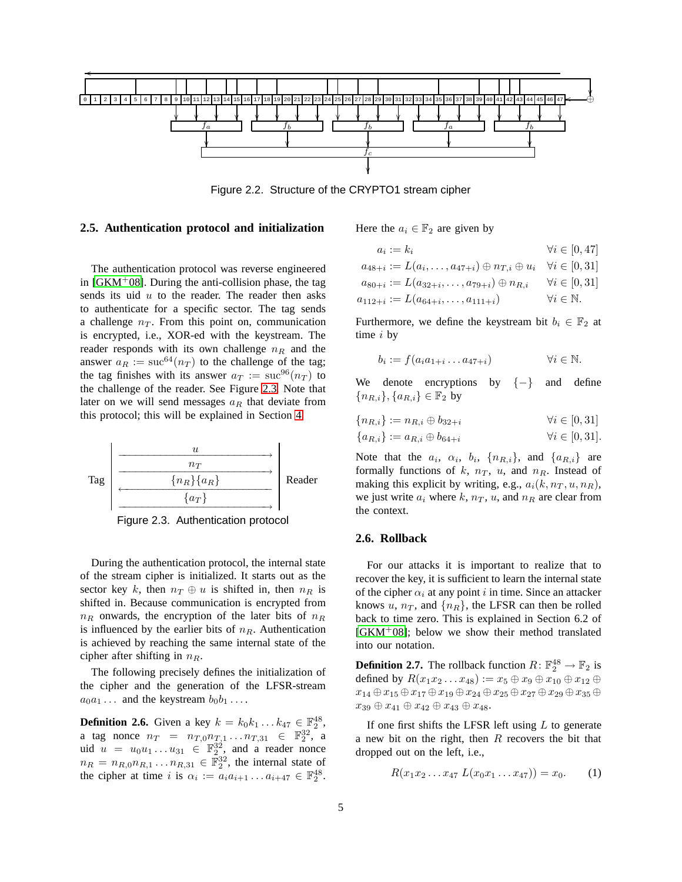Figure 2.2. Structure of the CRYPTO1 stream cipher

### 2.5. Authentication protocol and initialization

The authentication protocol was reverse engineered in [GKM+08]. During the anti-collision phase, the tag sends its uid $u$ to the reader. The reader then asks to authenticate for a specific sector. The tag sends a challenge $n_T$. From this point on, communication is encrypted, i.e., XOR-ed with the keystream. The reader responds with its own challenge $n_R$ and the answer $a_R := \mathrm{suc}^{64}(n_T)$ to the challenge of the tag; the tag finishes with its answer $a_T := \mathrm{suc}^{96}(n_T)$ to the challenge of the reader. See Figure 2.3. Note that later on we will send messages $a_R$ that deviate from this protocol; this will be explained in Section 4.

| Tag | | Reader |
|---|---|---|
| | $u$ → | |
| | $n_T$ → | |
| | ← $\{n_R\}\{a_R\}$ | |
| | $\{a_T\}$ → | |

Figure 2.3. Authentication protocol

During the authentication protocol, the internal state of the stream cipher is initialized. It starts out as the sector key $k$, then $n_T \oplus u$ is shifted in, then $n_R$ is shifted in. Because communication is encrypted from $n_R$ onwards, the encryption of the later bits of $n_R$ is influenced by the earlier bits of $n_R$. Authentication is achieved by reaching the same internal state of the cipher after shifting in $n_R$.

The following precisely defines the initialization of the cipher and the generation of the LFSR-stream $a_0 a_1 \ldots$ and the keystream $b_0 b_1 \ldots$.

**Definition 2.6.** Given a key $k = k_0 k_1 \ldots k_{47} \in \mathbb{F}_2^{48}$, a tag nonce $n_T = n_{T,0} n_{T,1} \ldots n_{T,31} \in \mathbb{F}_2^{32}$, a uid $u = u_0 u_1 \ldots u_{31} \in \mathbb{F}_2^{32}$, and a reader nonce $n_R = n_{R,0} n_{R,1} \ldots n_{R,31} \in \mathbb{F}_2^{32}$, the internal state of the cipher at time $i$ is $\alpha_i := a_i a_{i+1} \ldots a_{i+47} \in \mathbb{F}_2^{48}$. Here the $a_i \in \mathbb{F}_2$ are given by

$$
\begin{aligned}
a_i &:= k_i && \forall i \in [0, 47] \\
a_{48+i} &:= L(a_i, \ldots, a_{47+i}) \oplus n_{T,i} \oplus u_i && \forall i \in [0, 31] \\
a_{80+i} &:= L(a_{32+i}, \ldots, a_{79+i}) \oplus n_{R,i} && \forall i \in [0, 31] \\
a_{112+i} &:= L(a_{64+i}, \ldots, a_{111+i}) && \forall i \in \mathbb{N}.
\end{aligned}
$$

Furthermore, we define the keystream bit $b_i \in \mathbb{F}_2$ at time $i$ by

$$
b_i := f(a_i a_{1+i} \ldots a_{47+i}) \qquad \forall i \in \mathbb{N}.
$$

We denote encryptions by $\{-\}$ and define $\{n_{R,i}\}, \{a_{R,i}\} \in \mathbb{F}_2$ by

$$
\begin{aligned}
\{n_{R,i}\} &:= n_{R,i} \oplus b_{32+i} && \forall i \in [0, 31] \\
\{a_{R,i}\} &:= a_{R,i} \oplus b_{64+i} && \forall i \in [0, 31].
\end{aligned}
$$

Note that the $a_i$, $\alpha_i$, $b_i$, $\{n_{R,i}\}$, and $\{a_{R,i}\}$ are formally functions of $k$, $n_T$, $u$, and $n_R$. Instead of making this explicit by writing, e.g., $a_i(k, n_T, u, n_R)$, we just write $a_i$ where $k$, $n_T$, $u$, and $n_R$ are clear from the context.

### 2.6. Rollback

For our attacks it is important to realize that to recover the key, it is sufficient to learn the internal state of the cipher $\alpha_i$ at any point $i$ in time. Since an attacker knows $u$, $n_T$, and $\{n_R\}$, the LFSR can then be rolled back to time zero. This is explained in Section 6.2 of [GKM+08]; below we show their method translated into our notation.

**Definition 2.7.** The rollback function $R \colon \mathbb{F}_2^{48} \to \mathbb{F}_2$ is defined by $R(x_1 x_2 \ldots x_{48}) := x_5 \oplus x_9 \oplus x_{10} \oplus x_{12} \oplus x_{14} \oplus x_{15} \oplus x_{17} \oplus x_{19} \oplus x_{24} \oplus x_{25} \oplus x_{27} \oplus x_{29} \oplus x_{35} \oplus x_{39} \oplus x_{41} \oplus x_{42} \oplus x_{43} \oplus x_{48}$.

If one first shifts the LFSR left using $L$ to generate a new bit on the right, then $R$ recovers the bit that dropped out on the left, i.e.,

$$
R(x_1 x_2 \ldots x_{47}\ L(x_0 x_1 \ldots x_{47})) = x_0. \qquad (1)
$$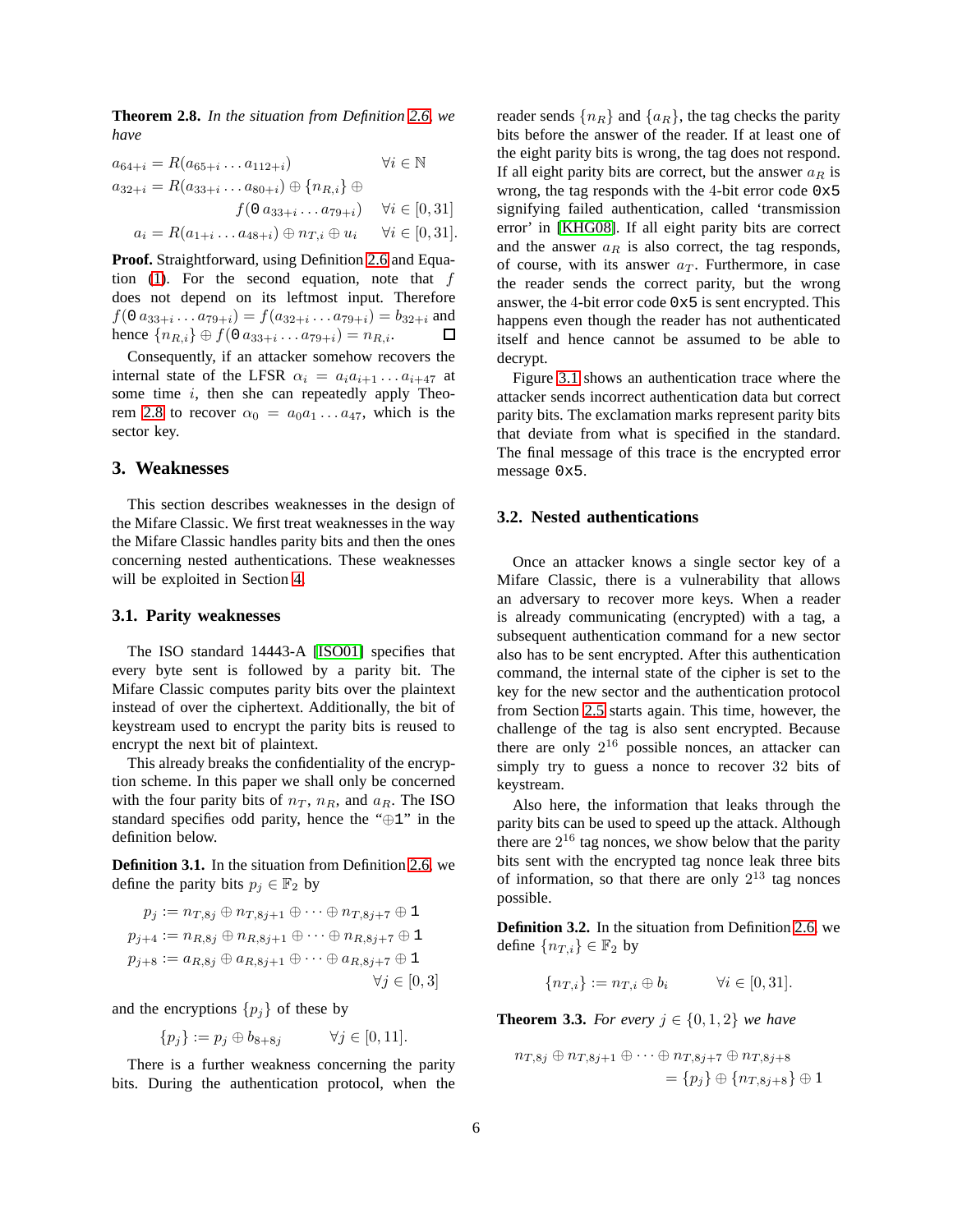**Theorem 2.8.** *In the situation from Definition 2.6, we have*

$$
\begin{aligned}
a_{64+i} &= R(a_{65+i} \dots a_{112+i}) && \forall i \in \mathbb{N} \\
a_{32+i} &= R(a_{33+i} \dots a_{80+i}) \oplus \{n_{R,i}\} \oplus \\
&\qquad f(\mathtt{0}\, a_{33+i} \dots a_{79+i}) && \forall i \in [0, 31] \\
a_i &= R(a_{1+i} \dots a_{48+i}) \oplus n_{T,i} \oplus u_i && \forall i \in [0, 31].
\end{aligned}
$$

**Proof.** Straightforward, using Definition 2.6 and Equation (1). For the second equation, note that $f$ does not depend on its leftmost input. Therefore $f(\mathtt{0}\, a_{33+i} \dots a_{79+i}) = f(a_{32+i} \dots a_{79+i}) = b_{32+i}$ and hence $\{n_{R,i}\} \oplus f(\mathtt{0}\, a_{33+i} \dots a_{79+i}) = n_{R,i}$. □

Consequently, if an attacker somehow recovers the internal state of the LFSR $\alpha_i = a_i a_{i+1} \dots a_{i+47}$ at some time $i$, then she can repeatedly apply Theorem 2.8 to recover $\alpha_0 = a_0 a_1 \dots a_{47}$, which is the sector key.

## 3. Weaknesses

This section describes weaknesses in the design of the Mifare Classic. We first treat weaknesses in the way the Mifare Classic handles parity bits and then the ones concerning nested authentications. These weaknesses will be exploited in Section 4.

### 3.1. Parity weaknesses

The ISO standard 14443-A [ISO01] specifies that every byte sent is followed by a parity bit. The Mifare Classic computes parity bits over the plaintext instead of over the ciphertext. Additionally, the bit of keystream used to encrypt the parity bits is reused to encrypt the next bit of plaintext.

This already breaks the confidentiality of the encryption scheme. In this paper we shall only be concerned with the four parity bits of $n_T$, $n_R$, and $a_R$. The ISO standard specifies odd parity, hence the "$\oplus \mathtt{1}$" in the definition below.

**Definition 3.1.** In the situation from Definition 2.6, we define the parity bits $p_j \in \mathbb{F}_2$ by

$$
\begin{aligned}
p_j &:= n_{T,8j} \oplus n_{T,8j+1} \oplus \dots \oplus n_{T,8j+7} \oplus \mathtt{1} \\
p_{j+4} &:= n_{R,8j} \oplus n_{R,8j+1} \oplus \dots \oplus n_{R,8j+7} \oplus \mathtt{1} \\
p_{j+8} &:= a_{R,8j} \oplus a_{R,8j+1} \oplus \dots \oplus a_{R,8j+7} \oplus \mathtt{1} \\
& \qquad \forall j \in [0, 3]
\end{aligned}
$$

and the encryptions $\{p_j\}$ of these by

$$
\{p_j\} := p_j \oplus b_{8+8j} \qquad \forall j \in [0, 11].
$$

There is a further weakness concerning the parity bits. During the authentication protocol, when the reader sends $\{n_R\}$ and $\{a_R\}$, the tag checks the parity bits before the answer of the reader. If at least one of the eight parity bits is wrong, the tag does not respond. If all eight parity bits are correct, but the answer $a_R$ is wrong, the tag responds with the 4-bit error code `0x5` signifying failed authentication, called 'transmission error' in [KHG08]. If all eight parity bits are correct and the answer $a_R$ is also correct, the tag responds, of course, with its answer $a_T$. Furthermore, in case the reader sends the correct parity, but the wrong answer, the 4-bit error code `0x5` is sent encrypted. This happens even though the reader has not authenticated itself and hence cannot be assumed to be able to decrypt.

Figure 3.1 shows an authentication trace where the attacker sends incorrect authentication data but correct parity bits. The exclamation marks represent parity bits that deviate from what is specified in the standard. The final message of this trace is the encrypted error message `0x5`.

### 3.2. Nested authentications

Once an attacker knows a single sector key of a Mifare Classic, there is a vulnerability that allows an adversary to recover more keys. When a reader is already communicating (encrypted) with a tag, a subsequent authentication command for a new sector also has to be sent encrypted. After this authentication command, the internal state of the cipher is set to the key for the new sector and the authentication protocol from Section 2.5 starts again. This time, however, the challenge of the tag is also sent encrypted. Because there are only $2^{16}$ possible nonces, an attacker can simply try to guess a nonce to recover 32 bits of keystream.

Also here, the information that leaks through the parity bits can be used to speed up the attack. Although there are $2^{16}$ tag nonces, we show below that the parity bits sent with the encrypted tag nonce leak three bits of information, so that there are only $2^{13}$ tag nonces possible.

**Definition 3.2.** In the situation from Definition 2.6, we define $\{n_{T,i}\} \in \mathbb{F}_2$ by

$$
\{n_{T,i}\} := n_{T,i} \oplus b_i \qquad \forall i \in [0, 31].
$$

**Theorem 3.3.** *For every $j \in \{0, 1, 2\}$ we have*

$$
\begin{aligned}
n_{T,8j} \oplus n_{T,8j+1} \oplus \dots \oplus n_{T,8j+7} \oplus n_{T,8j+8} \\
= \{p_j\} \oplus \{n_{T,8j+8}\} \oplus 1
\end{aligned}
$$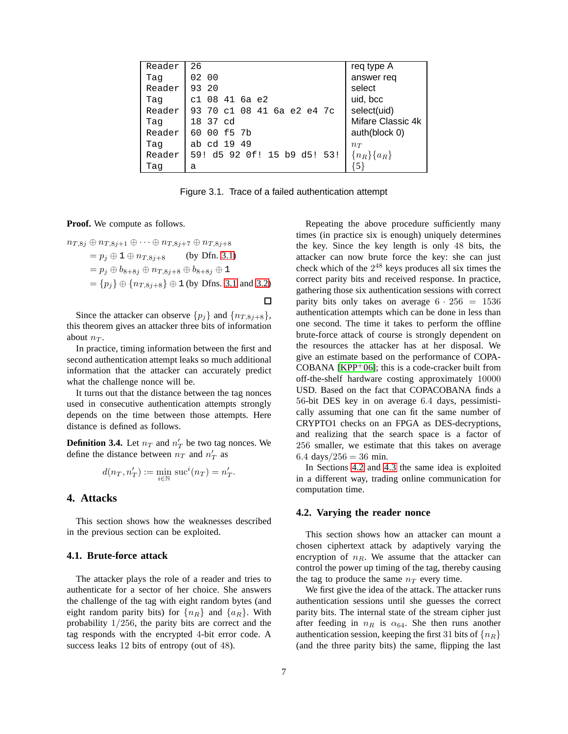| Reader | 26 | req type A |
|---|---|---|
| Tag | 02 00 | answer req |
| Reader | 93 20 | select |
| Tag | c1 08 41 6a e2 | uid, bcc |
| Reader | 93 70 c1 08 41 6a e2 e4 7c | select(uid) |
| Tag | 18 37 cd | Mifare Classic 4k |
| Reader | 60 00 f5 7b | auth(block 0) |
| Tag | ab cd 19 49 | $n_T$ |
| Reader | 59! d5 92 0f! 15 b9 d5! 53! | $\{n_R\}\{a_R\}$ |
| Tag | a | $\{5\}$ |

Figure 3.1. Trace of a failed authentication attempt

**Proof.** We compute as follows.

$$
\begin{aligned}
&n_{T,8j} \oplus n_{T,8j+1} \oplus \cdots \oplus n_{T,8j+7} \oplus n_{T,8j+8} \\
&\quad = p_j \oplus \mathtt{1} \oplus n_{T,8j+8} \qquad \text{(by Dfn. 3.1)} \\
&\quad = p_j \oplus b_{8+8j} \oplus n_{T,8j+8} \oplus b_{8+8j} \oplus \mathtt{1} \\
&\quad = \{p_j\} \oplus \{n_{T,8j+8}\} \oplus \mathtt{1} \text{ (by Dfns. 3.1 and 3.2)}
\end{aligned}
$$

□

Since the attacker can observe $\{p_j\}$ and $\{n_{T,8j+8}\}$, this theorem gives an attacker three bits of information about $n_T$.

In practice, timing information between the first and second authentication attempt leaks so much additional information that the attacker can accurately predict what the challenge nonce will be.

It turns out that the distance between the tag nonces used in consecutive authentication attempts strongly depends on the time between those attempts. Here distance is defined as follows.

**Definition 3.4.** Let $n_T$ and $n'_T$ be two tag nonces. We define the distance between $n_T$ and $n'_T$ as

$$d(n_T, n'_T) := \min_{i \in \mathbb{N}} \operatorname{suc}^i(n_T) = n'_T.$$

## 4. Attacks

This section shows how the weaknesses described in the previous section can be exploited.

### 4.1. Brute-force attack

The attacker plays the role of a reader and tries to authenticate for a sector of her choice. She answers the challenge of the tag with eight random bytes (and eight random parity bits) for $\{n_R\}$ and $\{a_R\}$. With probability $1/256$, the parity bits are correct and the tag responds with the encrypted 4-bit error code. A success leaks 12 bits of entropy (out of 48).

Repeating the above procedure sufficiently many times (in practice six is enough) uniquely determines the key. Since the key length is only 48 bits, the attacker can now brute force the key: she can just check which of the $2^{48}$ keys produces all six times the correct parity bits and received response. In practice, gathering those six authentication sessions with correct parity bits only takes on average $6 \cdot 256 = 1536$ authentication attempts which can be done in less than one second. The time it takes to perform the offline brute-force attack of course is strongly dependent on the resources the attacker has at her disposal. We give an estimate based on the performance of COPACOBANA [KPP+06]; this is a code-cracker built from off-the-shelf hardware costing approximately 10000 USD. Based on the fact that COPACOBANA finds a 56-bit DES key in on average 6.4 days, pessimistically assuming that one can fit the same number of CRYPTO1 checks on an FPGA as DES-decryptions, and realizing that the search space is a factor of 256 smaller, we estimate that this takes on average $6.4$ days$/256 = 36$ min.

In Sections 4.2 and 4.3 the same idea is exploited in a different way, trading online communication for computation time.

### 4.2. Varying the reader nonce

This section shows how an attacker can mount a chosen ciphertext attack by adaptively varying the encryption of $n_R$. We assume that the attacker can control the power up timing of the tag, thereby causing the tag to produce the same $n_T$ every time.

We first give the idea of the attack. The attacker runs authentication sessions until she guesses the correct parity bits. The internal state of the stream cipher just after feeding in $n_R$ is $\alpha_{64}$. She then runs another authentication session, keeping the first 31 bits of $\{n_R\}$ (and the three parity bits) the same, flipping the last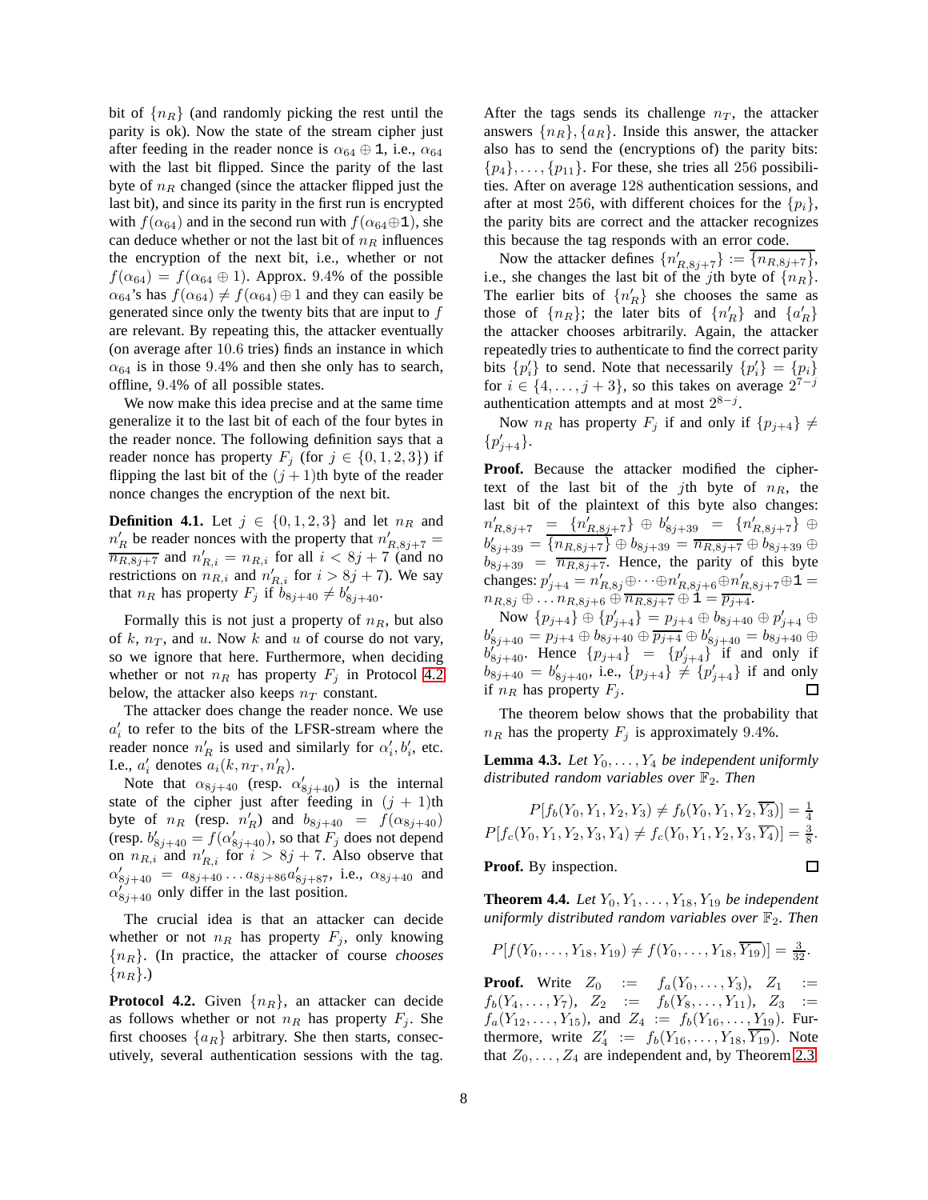bit of $\{n_R\}$ (and randomly picking the rest until the parity is ok). Now the state of the stream cipher just after feeding in the reader nonce is $\alpha_{64} \oplus \mathtt{1}$, i.e., $\alpha_{64}$ with the last bit flipped. Since the parity of the last byte of $n_R$ changed (since the attacker flipped just the last bit), and since its parity in the first run is encrypted with $f(\alpha_{64})$ and in the second run with $f(\alpha_{64} \oplus \mathtt{1})$, she can deduce whether or not the last bit of $n_R$ influences the encryption of the next bit, i.e., whether or not $f(\alpha_{64}) = f(\alpha_{64} \oplus 1)$. Approx. 9.4% of the possible $\alpha_{64}$'s has $f(\alpha_{64}) \neq f(\alpha_{64}) \oplus 1$ and they can easily be generated since only the twenty bits that are input to $f$ are relevant. By repeating this, the attacker eventually (on average after 10.6 tries) finds an instance in which $\alpha_{64}$ is in those 9.4% and then she only has to search, offline, 9.4% of all possible states.

We now make this idea precise and at the same time generalize it to the last bit of each of the four bytes in the reader nonce. The following definition says that a reader nonce has property $F_j$ (for $j \in \{0, 1, 2, 3\}$) if flipping the last bit of the $(j+1)$th byte of the reader nonce changes the encryption of the next bit.

**Definition 4.1.** Let $j \in \{0, 1, 2, 3\}$ and let $n_R$ and $n'_R$ be reader nonces with the property that $n'_{R,8j+7} = \overline{n_{R,8j+7}}$ and $n'_{R,i} = n_{R,i}$ for all $i < 8j+7$ (and no restrictions on $n_{R,i}$ and $n'_{R,i}$ for $i > 8j+7$). We say that $n_R$ has property $F_j$ if $b_{8j+40} \neq b'_{8j+40}$.

Formally this is not just a property of $n_R$, but also of $k$, $n_T$, and $u$. Now $k$ and $u$ of course do not vary, so we ignore that here. Furthermore, when deciding whether or not $n_R$ has property $F_j$ in Protocol 4.2 below, the attacker also keeps $n_T$ constant.

The attacker does change the reader nonce. We use $a'_i$ to refer to the bits of the LFSR-stream where the reader nonce $n'_R$ is used and similarly for $\alpha'_i, b'_i$, etc. I.e., $a'_i$ denotes $a_i(k, n_T, n'_R)$.

Note that $\alpha_{8j+40}$ (resp. $\alpha'_{8j+40}$) is the internal state of the cipher just after feeding in $(j+1)$th byte of $n_R$ (resp. $n'_R$) and $b_{8j+40} = f(\alpha_{8j+40})$ (resp. $b'_{8j+40} = f(\alpha'_{8j+40})$, so that $F_j$ does not depend on $n_{R,i}$ and $n'_{R,i}$ for $i > 8j+7$. Also observe that $\alpha'_{8j+40} = a_{8j+40} \ldots a_{8j+86} a'_{8j+87}$, i.e., $\alpha_{8j+40}$ and $\alpha'_{8j+40}$ only differ in the last position.

The crucial idea is that an attacker can decide whether or not $n_R$ has property $F_j$, only knowing $\{n_R\}$. (In practice, the attacker of course *chooses* $\{n_R\}$.)

**Protocol 4.2.** Given $\{n_R\}$, an attacker can decide as follows whether or not $n_R$ has property $F_j$. She first chooses $\{a_R\}$ arbitrary. She then starts, consecutively, several authentication sessions with the tag. After the tags sends its challenge $n_T$, the attacker answers $\{n_R\}, \{a_R\}$. Inside this answer, the attacker also has to send the (encryptions of) the parity bits: $\{p_4\}, \ldots, \{p_{11}\}$. For these, she tries all 256 possibilities. After on average 128 authentication sessions, and after at most 256, with different choices for the $\{p_i\}$, the parity bits are correct and the attacker recognizes this because the tag responds with an error code.

Now the attacker defines $\{n'_{R,8j+7}\} := \overline{\{n_{R,8j+7}\}}$, i.e., she changes the last bit of the $j$th byte of $\{n_R\}$. The earlier bits of $\{n'_R\}$ she chooses the same as those of $\{n_R\}$; the later bits of $\{n'_R\}$ and $\{a'_R\}$ the attacker chooses arbitrarily. Again, the attacker repeatedly tries to authenticate to find the correct parity bits $\{p'_i\}$ to send. Note that necessarily $\{p'_i\} = \{p_i\}$ for $i \in \{4, \ldots, j+3\}$, so this takes on average $2^{7-j}$ authentication attempts and at most $2^{8-j}$.

Now $n_R$ has property $F_j$ if and only if $\{p_{j+4}\} \neq \{p'_{j+4}\}$.

**Proof.** Because the attacker modified the ciphertext of the last bit of the $j$th byte of $n_R$, the last bit of the plaintext of this byte also changes: $n'_{R,8j+7} = \{n'_{R,8j+7}\} \oplus b'_{8j+39} = \{n'_{R,8j+7}\} \oplus b'_{8j+39} = \overline{\{n_{R,8j+7}\}} \oplus b_{8j+39} = \overline{n_{R,8j+7}} \oplus b_{8j+39} \oplus b_{8j+39} = \overline{n_{R,8j+7}}$. Hence, the parity of this byte changes: $p'_{j+4} = n'_{R,8j} \oplus \cdots \oplus n'_{R,8j+6} \oplus n'_{R,8j+7} \oplus \mathtt{1} = n_{R,8j} \oplus \ldots n_{R,8j+6} \oplus \overline{n_{R,8j+7}} \oplus \mathtt{1} = \overline{p_{j+4}}$.

Now $\{p_{j+4}\} \oplus \{p'_{j+4}\} = p_{j+4} \oplus b_{8j+40} \oplus p'_{j+4} \oplus b'_{8j+40} = p_{j+4} \oplus b_{8j+40} \oplus \overline{p_{j+4}} \oplus b'_{8j+40} = b_{8j+40} \oplus b'_{8j+40}$. Hence $\{p_{j+4}\} = \{p'_{j+4}\}$ if and only if $b_{8j+40} = b'_{8j+40}$, i.e., $\{p_{j+4}\} \neq \{p'_{j+4}\}$ if and only if $n_R$ has property $F_j$. □

The theorem below shows that the probability that $n_R$ has the property $F_j$ is approximately 9.4%.

**Lemma 4.3.** *Let $Y_0, \ldots, Y_4$ be independent uniformly distributed random variables over $\mathbb{F}_2$. Then*

$$P[f_b(Y_0, Y_1, Y_2, Y_3) \neq f_b(Y_0, Y_1, Y_2, \overline{Y_3})] = \tfrac{1}{4}$$
$$P[f_c(Y_0, Y_1, Y_2, Y_3, Y_4) \neq f_c(Y_0, Y_1, Y_2, Y_3, \overline{Y_4})] = \tfrac{3}{8}.$$

**Proof.** By inspection. □

**Theorem 4.4.** *Let $Y_0, Y_1, \ldots, Y_{18}, Y_{19}$ be independent uniformly distributed random variables over $\mathbb{F}_2$. Then*

$$P[f(Y_0, \ldots, Y_{18}, Y_{19}) \neq f(Y_0, \ldots, Y_{18}, \overline{Y_{19}})] = \tfrac{3}{32}.$$

**Proof.** Write $Z_0 := f_a(Y_0, \ldots, Y_3)$, $Z_1 := f_b(Y_4, \ldots, Y_7)$, $Z_2 := f_b(Y_8, \ldots, Y_{11})$, $Z_3 := f_a(Y_{12}, \ldots, Y_{15})$, and $Z_4 := f_b(Y_{16}, \ldots, Y_{19})$. Furthermore, write $Z'_4 := f_b(Y_{16}, \ldots, Y_{18}, \overline{Y_{19}})$. Note that $Z_0, \ldots, Z_4$ are independent and, by Theorem 2.3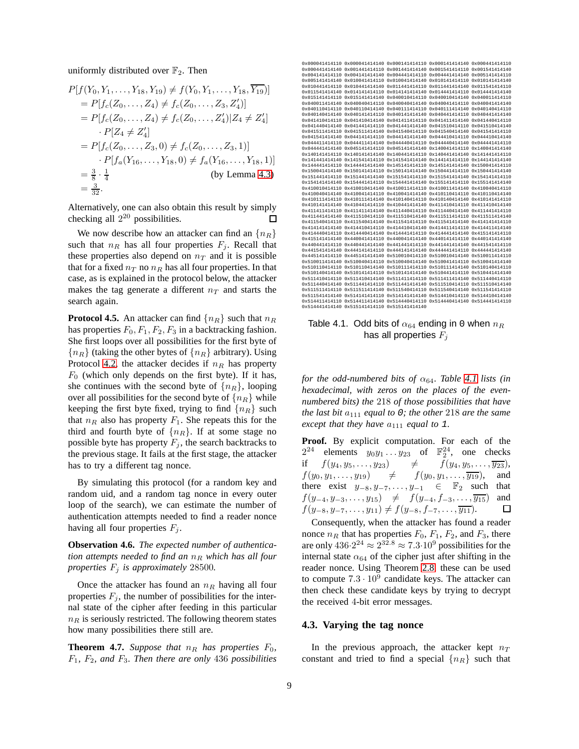uniformly distributed over $\mathbb{F}_2$. Then

$$
\begin{aligned}
&P[f(Y_0, Y_1, \ldots, Y_{18}, Y_{19}) \neq f(Y_0, Y_1, \ldots, Y_{18}, \overline{Y_{19}})] \\
&= P[f_c(Z_0, \ldots, Z_4) \neq f_c(Z_0, \ldots, Z_3, Z_4')] \\
&= P[f_c(Z_0, \ldots, Z_4) \neq f_c(Z_0, \ldots, Z_4') | Z_4 \neq Z_4'] \\
&\quad \cdot P[Z_4 \neq Z_4'] \\
&= P[f_c(Z_0, \ldots, Z_3, 0) \neq f_c(Z_0, \ldots, Z_3, 1)] \\
&\quad \cdot P[f_a(Y_{16}, \ldots, Y_{18}, 0) \neq f_a(Y_{16}, \ldots, Y_{18}, 1)] \\
&= \tfrac{3}{8} \cdot \tfrac{1}{4} \qquad \text{(by Lemma 4.3)} \\
&= \tfrac{3}{32}.
\end{aligned}
$$

Alternatively, one can also obtain this result by simply checking all $2^{20}$ possibilities. ∎

We now describe how an attacker can find an $\{n_R\}$ such that $n_R$ has all four properties $F_j$. Recall that these properties also depend on $n_T$ and it is possible that for a fixed $n_T$ no $n_R$ has all four properties. In that case, as is explained in the protocol below, the attacker makes the tag generate a different $n_T$ and starts the search again.

**Protocol 4.5.** An attacker can find $\{n_R\}$ such that $n_R$ has properties $F_0, F_1, F_2, F_3$ in a backtracking fashion. She first loops over all possibilities for the first byte of $\{n_R\}$ (taking the other bytes of $\{n_R\}$ arbitrary). Using Protocol 4.2, the attacker decides if $n_R$ has property $F_0$ (which only depends on the first byte). If it has, she continues with the second byte of $\{n_R\}$, looping over all possibilities for the second byte of $\{n_R\}$ while keeping the first byte fixed, trying to find $\{n_R\}$ such that $n_R$ also has property $F_1$. She repeats this for the third and fourth byte of $\{n_R\}$. If at some stage no possible byte has property $F_j$, the search backtracks to the previous stage. It fails at the first stage, the attacker has to try a different tag nonce.

By simulating this protocol (for a random key and random uid, and a random tag nonce in every outer loop of the search), we can estimate the number of authentication attempts needed to find a reader nonce having all four properties $F_j$.

**Observation 4.6.** *The expected number of authentication attempts needed to find an $n_R$ which has all four properties $F_j$ is approximately* 28500.

Once the attacker has found an $n_R$ having all four properties $F_j$, the number of possibilities for the internal state of the cipher after feeding in this particular $n_R$ is seriously restricted. The following theorem states how many possibilities there still are.

**Theorem 4.7.** *Suppose that $n_R$ has properties $F_0$, $F_1$, $F_2$, and $F_3$. Then there are only* 436 *possibilities*

| 0x000041414110 | 0x000041414140 | 0x000141414110 | 0x000141414140 | 0x000441414110 |
|---|---|---|---|---|
| 0x000441414140 | 0x001441414110 | 0x001441414140 | 0x001541414110 | 0x001541414140 |
| 0x004141414110 | 0x004141414140 | 0x004441414110 | 0x004441414140 | 0x005141414110 |
| 0x005141414140 | 0x010041414110 | 0x010041414140 | 0x010141414110 | 0x010141414140 |
| 0x010441414110 | 0x010441414140 | 0x011441414110 | 0x011441414140 | 0x011541414110 |
| 0x011541414140 | 0x014141414110 | 0x014141414140 | 0x014441414110 | 0x014441414140 |
| 0x015141414110 | 0x015141414140 | 0x040010414110 | 0x040010414140 | 0x040011414110 |
| 0x040011414140 | 0x040040414110 | 0x040040414140 | 0x040041414110 | 0x040041414140 |
| 0x040110414110 | 0x040110414140 | 0x040111414110 | 0x040111414140 | 0x040140414110 |
| 0x040140414140 | 0x040141414110 | 0x040141414140 | 0x040441414110 | 0x040441414140 |
| 0x041410414110 | 0x041410414140 | 0x041411414110 | 0x041411414140 | 0x041440414110 |
| 0x041440414140 | 0x041441414110 | 0x041441414140 | 0x041510414110 | 0x041510414140 |
| 0x041511414110 | 0x041511414140 | 0x041540414110 | 0x041540414140 | 0x041541414110 |
| 0x041541414140 | 0x044141414110 | 0x044141414140 | 0x044410414110 | 0x044410414140 |
| 0x044411414110 | 0x044411414140 | 0x044440414110 | 0x044440414140 | 0x044441414110 |
| 0x044441414140 | 0x045141414110 | 0x045141414140 | 0x140041414110 | 0x140041414140 |
| 0x140141414110 | 0x140141414140 | 0x140441414110 | 0x140441414140 | 0x141441414110 |
| 0x141441414140 | 0x141541414110 | 0x141541414140 | 0x144141414110 | 0x144141414140 |
| 0x144441414110 | 0x144441414140 | 0x145141414110 | 0x145141414140 | 0x150041414110 |
| 0x150041414140 | 0x150141414110 | 0x150141414140 | 0x150441414110 | 0x150441414140 |
| 0x151441414110 | 0x151441414140 | 0x151541414110 | 0x151541414140 | 0x154141414110 |
| 0x154141414140 | 0x154441414110 | 0x154441414140 | 0x155141414110 | 0x155141414140 |
| 0x410010414110 | 0x410010414140 | 0x410011414110 | 0x410011414140 | 0x410040414110 |
| 0x410040414140 | 0x410041414110 | 0x410041414140 | 0x410110414110 | 0x410110414140 |
| 0x410111414110 | 0x410111414140 | 0x410140414110 | 0x410140414140 | 0x410141414110 |
| 0x410141414140 | 0x410441414110 | 0x410441414140 | 0x411410414110 | 0x411410414140 |
| 0x411411414110 | 0x411411414140 | 0x411440414110 | 0x411440414140 | 0x411441414110 |
| 0x411441414140 | 0x411510414110 | 0x411510414140 | 0x411511414110 | 0x411511414140 |
| 0x411540414110 | 0x411540414140 | 0x411541414110 | 0x411541414140 | 0x414141414110 |
| 0x414141414140 | 0x414410414110 | 0x414410414140 | 0x414411414110 | 0x414411414140 |
| 0x414440414110 | 0x414440414140 | 0x414441414110 | 0x414441414140 | 0x415141414110 |
| 0x415141414140 | 0x440041414110 | 0x440041414140 | 0x440141414110 | 0x440141414140 |
| 0x440441414110 | 0x440441414140 | 0x441441414110 | 0x441441414140 | 0x441541414110 |
| 0x441541414140 | 0x444141414110 | 0x444141414140 | 0x444441414110 | 0x444441414140 |
| 0x445141414110 | 0x445141414140 | 0x510010414110 | 0x510010414140 | 0x510011414110 |
| 0x510011414140 | 0x510040414110 | 0x510040414140 | 0x510041414110 | 0x510041414140 |
| 0x510110414110 | 0x510110414140 | 0x510111414110 | 0x510111414140 | 0x510140414110 |
| 0x510140414140 | 0x510141414110 | 0x510141414140 | 0x510441414110 | 0x510441414140 |
| 0x511410414110 | 0x511410414140 | 0x511411414110 | 0x511411414140 | 0x511440414110 |
| 0x511440414140 | 0x511441414110 | 0x511441414140 | 0x511510414110 | 0x511510414140 |
| 0x511511414110 | 0x511511414140 | 0x511540414110 | 0x511540414140 | 0x511541414110 |
| 0x511541414140 | 0x514141414110 | 0x514141414140 | 0x514410414110 | 0x514410414140 |
| 0x514411414110 | 0x514411414140 | 0x514440414110 | 0x514440414140 | 0x514441414110 |
| 0x514441414140 | 0x515141414110 | 0x515141414140 | | |

Table 4.1. Odd bits of $\alpha_{64}$ ending in 0 when $n_R$ has all properties $F_j$

*for the odd-numbered bits of $\alpha_{64}$. Table 4.1 lists (in hexadecimal, with zeros on the places of the even-numbered bits) the* 218 *of those possibilities that have the last bit $a_{111}$ equal to* 0*; the other* 218 *are the same except that they have $a_{111}$ equal to* 1*.*

**Proof.** By explicit computation. For each of the $2^{24}$ elements $y_0y_1 \ldots y_{23}$ of $\mathbb{F}_2^{24}$, one checks if $f(y_4, y_5, \ldots, y_{23}) \neq f(y_4, y_5, \ldots, \overline{y_{23}})$, $f(y_0, y_1, \ldots, y_{19}) \neq f(y_0, y_1, \ldots, \overline{y_{19}})$, and there exist $y_{-8}, y_{-7}, \ldots, y_{-1} \in \mathbb{F}_2$ such that $f(y_{-4}, y_{-3}, \ldots, y_{15}) \neq f(y_{-4}, f_{-3}, \ldots, \overline{y_{15}})$ and $f(y_{-8}, y_{-7}, \ldots, y_{11}) \neq f(y_{-8}, f_{-7}, \ldots, \overline{y_{11}})$. ∎

Consequently, when the attacker has found a reader nonce $n_R$ that has properties $F_0$, $F_1$, $F_2$, and $F_3$, there are only $436 \cdot 2^{24} \approx 2^{32.8} \approx 7.3 \cdot 10^9$ possibilities for the internal state $\alpha_{64}$ of the cipher just after shifting in the reader nonce. Using Theorem 2.8, these can be used to compute $7.3 \cdot 10^9$ candidate keys. The attacker can then check these candidate keys by trying to decrypt the received 4-bit error messages.

### 4.3. Varying the tag nonce

In the previous approach, the attacker kept $n_T$ constant and tried to find a special $\{n_R\}$ such that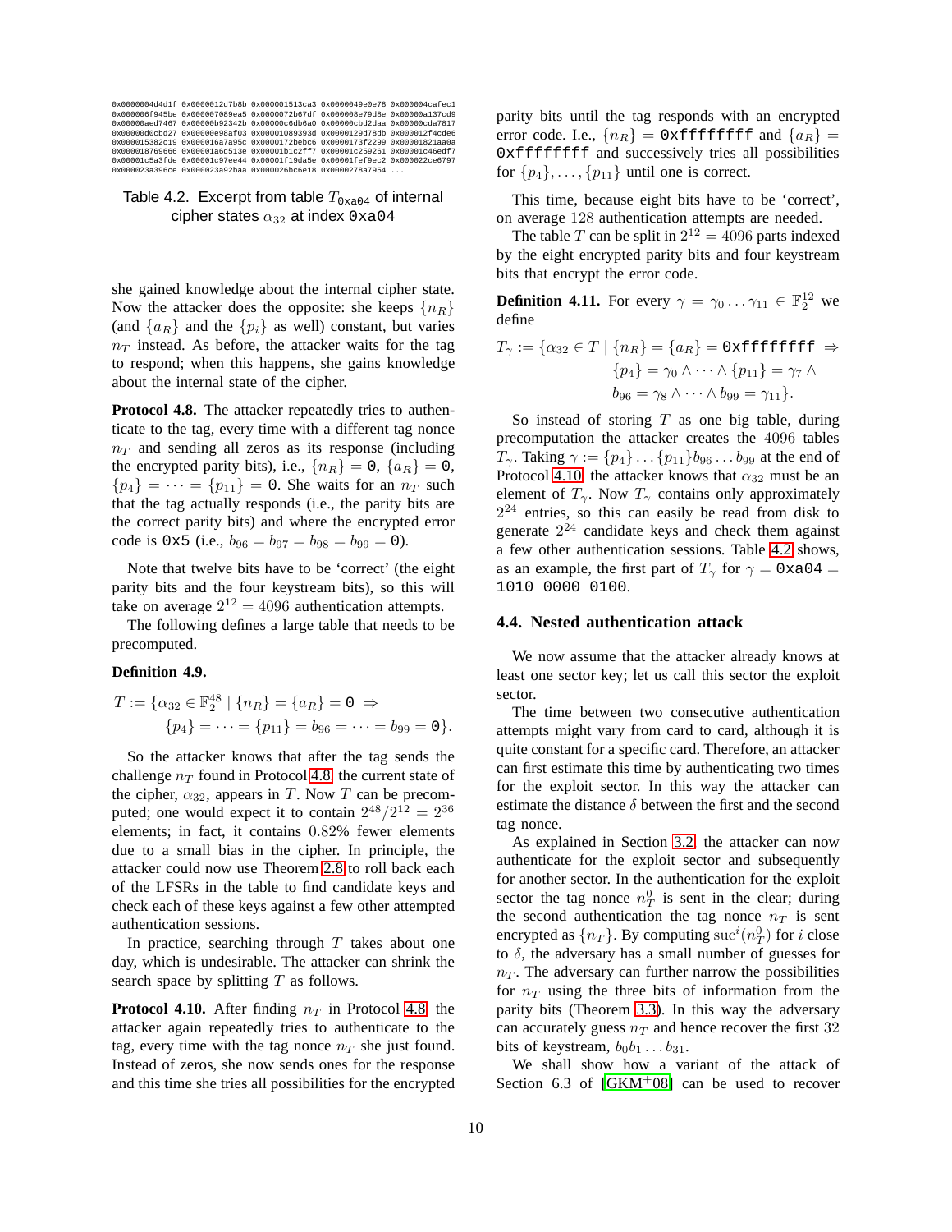```
0x0000004d4d1f 0x0000012d7b8b 0x000001513ca3 0x0000049e0e78 0x000004cafec1
0x000006f945be 0x000007089ea5 0x0000072b67df 0x000008e79d8e 0x00000a137cd9
0x00000aed7467 0x00000b92342b 0x00000c6db6a0 0x00000cbd2daa 0x00000cda7817
0x00000d0cbd27 0x00000e98af03 0x00001089393d 0x0000129d78db 0x000012f4cde6
0x000015382c19 0x000016a7a95c 0x0000172bebc6 0x0000173f2299 0x00001821aa0a
0x000018769666 0x00001a6d513e 0x00001b1c2ff7 0x00001c259261 0x00001c46edf7
0x00001c5a3fde 0x00001c97ee44 0x00001f19da5e 0x00001fef9ec2 0x000022ce6797
0x000023a396ce 0x000023a92baa 0x000026bc6e18 0x0000278a7954 ...
```

Table 4.2. Excerpt from table $T_{\texttt{0xa04}}$ of internal cipher states $\alpha_{32}$ at index `0xa04`

she gained knowledge about the internal cipher state. Now the attacker does the opposite: she keeps $\{n_R\}$ (and $\{a_R\}$ and the $\{p_i\}$ as well) constant, but varies $n_T$ instead. As before, the attacker waits for the tag to respond; when this happens, she gains knowledge about the internal state of the cipher.

**Protocol 4.8.** The attacker repeatedly tries to authenticate to the tag, every time with a different tag nonce $n_T$ and sending all zeros as its response (including the encrypted parity bits), i.e., $\{n_R\} = \texttt{0}$, $\{a_R\} = \texttt{0}$, $\{p_4\} = \cdots = \{p_{11}\} = \texttt{0}$. She waits for an $n_T$ such that the tag actually responds (i.e., the parity bits are the correct parity bits) and where the encrypted error code is `0x5` (i.e., $b_{96} = b_{97} = b_{98} = b_{99} = \texttt{0}$).

Note that twelve bits have to be 'correct' (the eight parity bits and the four keystream bits), so this will take on average $2^{12} = 4096$ authentication attempts.

The following defines a large table that needs to be precomputed.

**Definition 4.9.**

$$T := \{\alpha_{32} \in \mathbb{F}_2^{48} \mid \{n_R\} = \{a_R\} = \texttt{0} \Rightarrow \{p_4\} = \cdots = \{p_{11}\} = b_{96} = \cdots = b_{99} = \texttt{0}\}.$$

So the attacker knows that after the tag sends the challenge $n_T$ found in Protocol 4.8, the current state of the cipher, $\alpha_{32}$, appears in $T$. Now $T$ can be precomputed; one would expect it to contain $2^{48}/2^{12} = 2^{36}$ elements; in fact, it contains 0.82% fewer elements due to a small bias in the cipher. In principle, the attacker could now use Theorem 2.8 to roll back each of the LFSRs in the table to find candidate keys and check each of these keys against a few other attempted authentication sessions.

In practice, searching through $T$ takes about one day, which is undesirable. The attacker can shrink the search space by splitting $T$ as follows.

**Protocol 4.10.** After finding $n_T$ in Protocol 4.8, the attacker again repeatedly tries to authenticate to the tag, every time with the tag nonce $n_T$ she just found. Instead of zeros, she now sends ones for the response and this time she tries all possibilities for the encrypted parity bits until the tag responds with an encrypted error code. I.e., $\{n_R\} = \texttt{0xffffffff}$ and $\{a_R\} = \texttt{0xffffffff}$ and successively tries all possibilities for $\{p_4\}, \ldots, \{p_{11}\}$ until one is correct.

This time, because eight bits have to be 'correct', on average 128 authentication attempts are needed.

The table $T$ can be split in $2^{12} = 4096$ parts indexed by the eight encrypted parity bits and four keystream bits that encrypt the error code.

**Definition 4.11.** For every $\gamma = \gamma_0 \ldots \gamma_{11} \in \mathbb{F}_2^{12}$ we define

$$T_\gamma := \{\alpha_{32} \in T \mid \{n_R\} = \{a_R\} = \texttt{0xffffffff} \Rightarrow \{p_4\} = \gamma_0 \wedge \cdots \wedge \{p_{11}\} = \gamma_7 \wedge b_{96} = \gamma_8 \wedge \cdots \wedge b_{99} = \gamma_{11}\}.$$

So instead of storing $T$ as one big table, during precomputation the attacker creates the 4096 tables $T_\gamma$. Taking $\gamma := \{p_4\} \ldots \{p_{11}\} b_{96} \ldots b_{99}$ at the end of Protocol 4.10, the attacker knows that $\alpha_{32}$ must be an element of $T_\gamma$. Now $T_\gamma$ contains only approximately $2^{24}$ entries, so this can easily be read from disk to generate $2^{24}$ candidate keys and check them against a few other authentication sessions. Table 4.2 shows, as an example, the first part of $T_\gamma$ for $\gamma = \texttt{0xa04} = \texttt{1010 0000 0100}$.

### 4.4. Nested authentication attack

We now assume that the attacker already knows at least one sector key; let us call this sector the exploit sector.

The time between two consecutive authentication attempts might vary from card to card, although it is quite constant for a specific card. Therefore, an attacker can first estimate this time by authenticating two times for the exploit sector. In this way the attacker can estimate the distance $\delta$ between the first and the second tag nonce.

As explained in Section 3.2, the attacker can now authenticate for the exploit sector and subsequently for another sector. In the authentication for the exploit sector the tag nonce $n_T^0$ is sent in the clear; during the second authentication the tag nonce $n_T$ is sent encrypted as $\{n_T\}$. By computing $\mathrm{suc}^i(n_T^0)$ for $i$ close to $\delta$, the adversary has a small number of guesses for $n_T$. The adversary can further narrow the possibilities for $n_T$ using the three bits of information from the parity bits (Theorem 3.3). In this way the adversary can accurately guess $n_T$ and hence recover the first 32 bits of keystream, $b_0 b_1 \ldots b_{31}$.

We shall show how a variant of the attack of Section 6.3 of [GKM+08] can be used to recover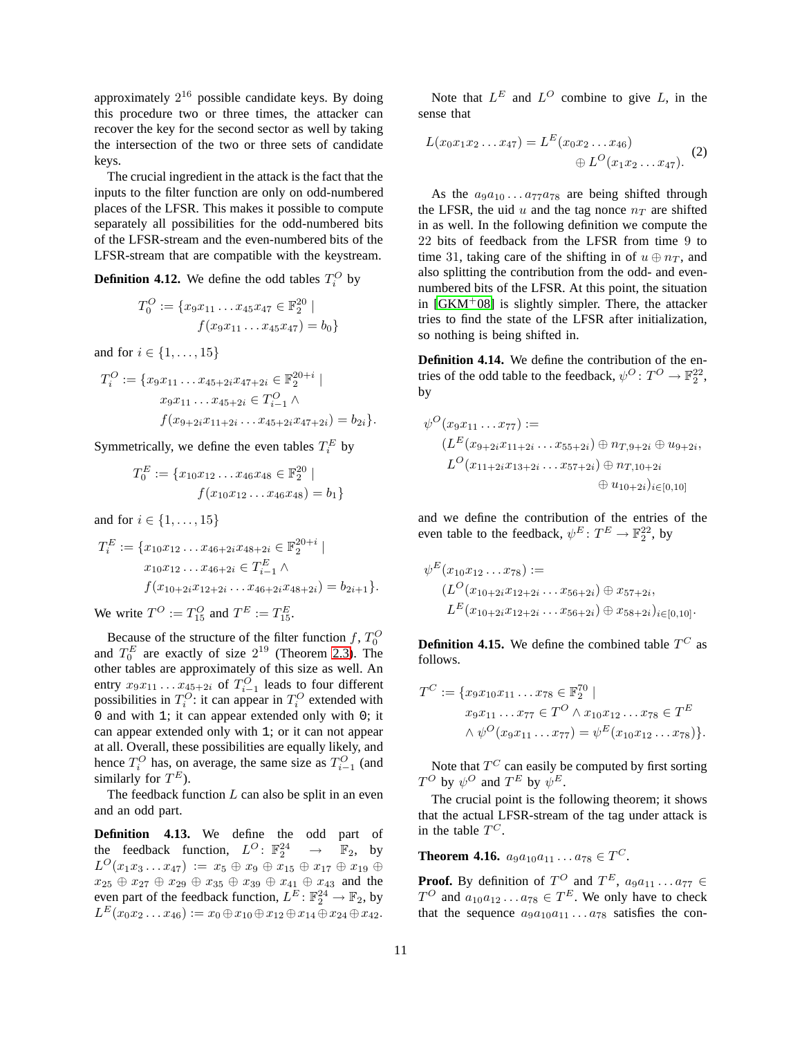approximately $2^{16}$ possible candidate keys. By doing this procedure two or three times, the attacker can recover the key for the second sector as well by taking the intersection of the two or three sets of candidate keys.

The crucial ingredient in the attack is the fact that the inputs to the filter function are only on odd-numbered places of the LFSR. This makes it possible to compute separately all possibilities for the odd-numbered bits of the LFSR-stream and the even-numbered bits of the LFSR-stream that are compatible with the keystream.

**Definition 4.12.** We define the odd tables $T_i^O$ by

$$T_0^O := \{x_9x_{11}\dots x_{45}x_{47} \in \mathbb{F}_2^{20} \mid f(x_9x_{11}\dots x_{45}x_{47}) = b_0\}$$

and for $i \in \{1,\dots,15\}$

$$T_i^O := \{x_9x_{11}\dots x_{45+2i}x_{47+2i} \in \mathbb{F}_2^{20+i} \mid x_9x_{11}\dots x_{45+2i} \in T_{i-1}^O \wedge f(x_{9+2i}x_{11+2i}\dots x_{45+2i}x_{47+2i}) = b_{2i}\}.$$

Symmetrically, we define the even tables $T_i^E$ by

$$T_0^E := \{x_{10}x_{12}\dots x_{46}x_{48} \in \mathbb{F}_2^{20} \mid f(x_{10}x_{12}\dots x_{46}x_{48}) = b_1\}$$

and for $i \in \{1,\dots,15\}$

$$T_i^E := \{x_{10}x_{12}\dots x_{46+2i}x_{48+2i} \in \mathbb{F}_2^{20+i} \mid x_{10}x_{12}\dots x_{46+2i} \in T_{i-1}^E \wedge f(x_{10+2i}x_{12+2i}\dots x_{46+2i}x_{48+2i}) = b_{2i+1}\}.$$

We write $T^O := T_{15}^O$ and $T^E := T_{15}^E$.

Because of the structure of the filter function $f$, $T_0^O$ and $T_0^E$ are exactly of size $2^{19}$ (Theorem 2.3). The other tables are approximately of this size as well. An entry $x_9x_{11}\dots x_{45+2i}$ of $T_{i-1}^O$ leads to four different possibilities in $T_i^O$: it can appear in $T_i^O$ extended with `0` and with `1`; it can appear extended only with `0`; it can appear extended only with `1`; or it can not appear at all. Overall, these possibilities are equally likely, and hence $T_i^O$ has, on average, the same size as $T_{i-1}^O$ (and similarly for $T^E$).

The feedback function $L$ can also be split in an even and an odd part.

**Definition 4.13.** We define the odd part of the feedback function, $L^O\colon \mathbb{F}_2^{24} \to \mathbb{F}_2$, by $L^O(x_1x_3\dots x_{47}) := x_5 \oplus x_9 \oplus x_{15} \oplus x_{17} \oplus x_{19} \oplus x_{25} \oplus x_{27} \oplus x_{29} \oplus x_{35} \oplus x_{39} \oplus x_{41} \oplus x_{43}$ and the even part of the feedback function, $L^E\colon \mathbb{F}_2^{24} \to \mathbb{F}_2$, by $L^E(x_0x_2\dots x_{46}) := x_0 \oplus x_{10} \oplus x_{12} \oplus x_{14} \oplus x_{24} \oplus x_{42}$.

Note that $L^E$ and $L^O$ combine to give $L$, in the sense that

$$L(x_0x_1x_2\dots x_{47}) = L^E(x_0x_2\dots x_{46}) \oplus L^O(x_1x_2\dots x_{47}). \tag{2}$$

As the $a_9a_{10}\dots a_{77}a_{78}$ are being shifted through the LFSR, the uid $u$ and the tag nonce $n_T$ are shifted in as well. In the following definition we compute the 22 bits of feedback from the LFSR from time 9 to time 31, taking care of the shifting in of $u \oplus n_T$, and also splitting the contribution from the odd- and even-numbered bits of the LFSR. At this point, the situation in [GKM+08] is slightly simpler. There, the attacker tries to find the state of the LFSR after initialization, so nothing is being shifted in.

**Definition 4.14.** We define the contribution of the entries of the odd table to the feedback, $\psi^O\colon T^O \to \mathbb{F}_2^{22}$, by

$$\psi^O(x_9x_{11}\dots x_{77}) := (L^E(x_{9+2i}x_{11+2i}\dots x_{55+2i}) \oplus n_{T,9+2i} \oplus u_{9+2i}, L^O(x_{11+2i}x_{13+2i}\dots x_{57+2i}) \oplus n_{T,10+2i} \oplus u_{10+2i})_{i\in[0,10]}$$

and we define the contribution of the entries of the even table to the feedback, $\psi^E\colon T^E \to \mathbb{F}_2^{22}$, by

$$\psi^E(x_{10}x_{12}\dots x_{78}) := (L^O(x_{10+2i}x_{12+2i}\dots x_{56+2i}) \oplus x_{57+2i}, L^E(x_{10+2i}x_{12+2i}\dots x_{56+2i}) \oplus x_{58+2i})_{i\in[0,10]}.$$

**Definition 4.15.** We define the combined table $T^C$ as follows.

$$T^C := \{x_9x_{10}x_{11}\dots x_{78} \in \mathbb{F}_2^{70} \mid x_9x_{11}\dots x_{77} \in T^O \wedge x_{10}x_{12}\dots x_{78} \in T^E \wedge \psi^O(x_9x_{11}\dots x_{77}) = \psi^E(x_{10}x_{12}\dots x_{78})\}.$$

Note that $T^C$ can easily be computed by first sorting $T^O$ by $\psi^O$ and $T^E$ by $\psi^E$.

The crucial point is the following theorem; it shows that the actual LFSR-stream of the tag under attack is in the table $T^C$.

**Theorem 4.16.** $a_9a_{10}a_{11}\dots a_{78} \in T^C$.

**Proof.** By definition of $T^O$ and $T^E$, $a_9a_{11}\dots a_{77} \in T^O$ and $a_{10}a_{12}\dots a_{78} \in T^E$. We only have to check that the sequence $a_9a_{10}a_{11}\dots a_{78}$ satisfies the con-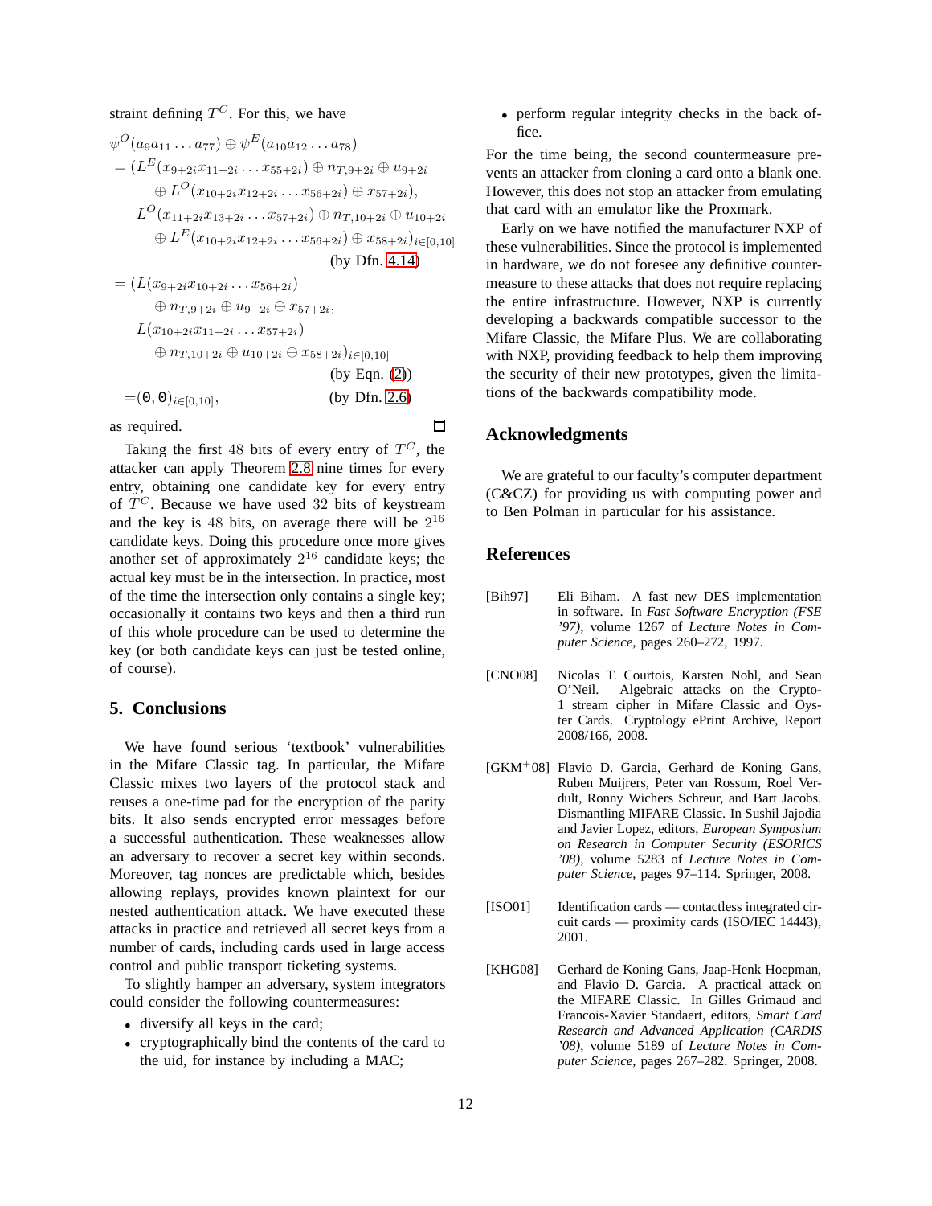straint defining $T^C$. For this, we have

$$
\begin{aligned}
&\psi^O(a_9a_{11}\dots a_{77}) \oplus \psi^E(a_{10}a_{12}\dots a_{78})\\
&= (L^E(x_{9+2i}x_{11+2i}\dots x_{55+2i}) \oplus n_{T,9+2i} \oplus u_{9+2i}\\
&\qquad \oplus L^O(x_{10+2i}x_{12+2i}\dots x_{56+2i}) \oplus x_{57+2i}),\\
&\quad L^O(x_{11+2i}x_{13+2i}\dots x_{57+2i}) \oplus n_{T,10+2i} \oplus u_{10+2i}\\
&\qquad \oplus L^E(x_{10+2i}x_{12+2i}\dots x_{56+2i}) \oplus x_{58+2i})_{i\in[0,10]}\\
&\qquad\qquad\qquad\qquad\qquad\qquad \text{(by Dfn. 4.14)}\\
&= (L(x_{9+2i}x_{10+2i}\dots x_{56+2i})\\
&\qquad \oplus n_{T,9+2i} \oplus u_{9+2i} \oplus x_{57+2i},\\
&\quad L(x_{10+2i}x_{11+2i}\dots x_{57+2i})\\
&\qquad \oplus n_{T,10+2i} \oplus u_{10+2i} \oplus x_{58+2i})_{i\in[0,10]}\\
&\qquad\qquad\qquad\qquad\qquad\qquad \text{(by Eqn. (2))}\\
&= (\mathtt{0},\mathtt{0})_{i\in[0,10]}, \qquad\qquad\qquad \text{(by Dfn. 2.6)}
\end{aligned}
$$

as required. □

Taking the first 48 bits of every entry of $T^C$, the attacker can apply Theorem 2.8 nine times for every entry, obtaining one candidate key for every entry of $T^C$. Because we have used 32 bits of keystream and the key is 48 bits, on average there will be $2^{16}$ candidate keys. Doing this procedure once more gives another set of approximately $2^{16}$ candidate keys; the actual key must be in the intersection. In practice, most of the time the intersection only contains a single key; occasionally it contains two keys and then a third run of this whole procedure can be used to determine the key (or both candidate keys can just be tested online, of course).

## 5. Conclusions

We have found serious 'textbook' vulnerabilities in the Mifare Classic tag. In particular, the Mifare Classic mixes two layers of the protocol stack and reuses a one-time pad for the encryption of the parity bits. It also sends encrypted error messages before a successful authentication. These weaknesses allow an adversary to recover a secret key within seconds. Moreover, tag nonces are predictable which, besides allowing replays, provides known plaintext for our nested authentication attack. We have executed these attacks in practice and retrieved all secret keys from a number of cards, including cards used in large access control and public transport ticketing systems.

To slightly hamper an adversary, system integrators could consider the following countermeasures:

- diversify all keys in the card;
- cryptographically bind the contents of the card to the uid, for instance by including a MAC;
- perform regular integrity checks in the back office.

For the time being, the second countermeasure prevents an attacker from cloning a card onto a blank one. However, this does not stop an attacker from emulating that card with an emulator like the Proxmark.

Early on we have notified the manufacturer NXP of these vulnerabilities. Since the protocol is implemented in hardware, we do not foresee any definitive countermeasure to these attacks that does not require replacing the entire infrastructure. However, NXP is currently developing a backwards compatible successor to the Mifare Classic, the Mifare Plus. We are collaborating with NXP, providing feedback to help them improving the security of their new prototypes, given the limitations of the backwards compatibility mode.

## Acknowledgments

We are grateful to our faculty's computer department (C&CZ) for providing us with computing power and to Ben Polman in particular for his assistance.

## References

[Bih97] Eli Biham. A fast new DES implementation in software. In *Fast Software Encryption (FSE '97)*, volume 1267 of *Lecture Notes in Computer Science*, pages 260–272, 1997.

[CNO08] Nicolas T. Courtois, Karsten Nohl, and Sean O'Neil. Algebraic attacks on the Crypto-1 stream cipher in Mifare Classic and Oyster Cards. Cryptology ePrint Archive, Report 2008/166, 2008.

[GKM+08] Flavio D. Garcia, Gerhard de Koning Gans, Ruben Muijrers, Peter van Rossum, Roel Verdult, Ronny Wichers Schreur, and Bart Jacobs. Dismantling MIFARE Classic. In Sushil Jajodia and Javier Lopez, editors, *European Symposium on Research in Computer Security (ESORICS '08)*, volume 5283 of *Lecture Notes in Computer Science*, pages 97–114. Springer, 2008.

[ISO01] Identification cards — contactless integrated circuit cards — proximity cards (ISO/IEC 14443), 2001.

[KHG08] Gerhard de Koning Gans, Jaap-Henk Hoepman, and Flavio D. Garcia. A practical attack on the MIFARE Classic. In Gilles Grimaud and Francois-Xavier Standaert, editors, *Smart Card Research and Advanced Application (CARDIS '08)*, volume 5189 of *Lecture Notes in Computer Science*, pages 267–282. Springer, 2008.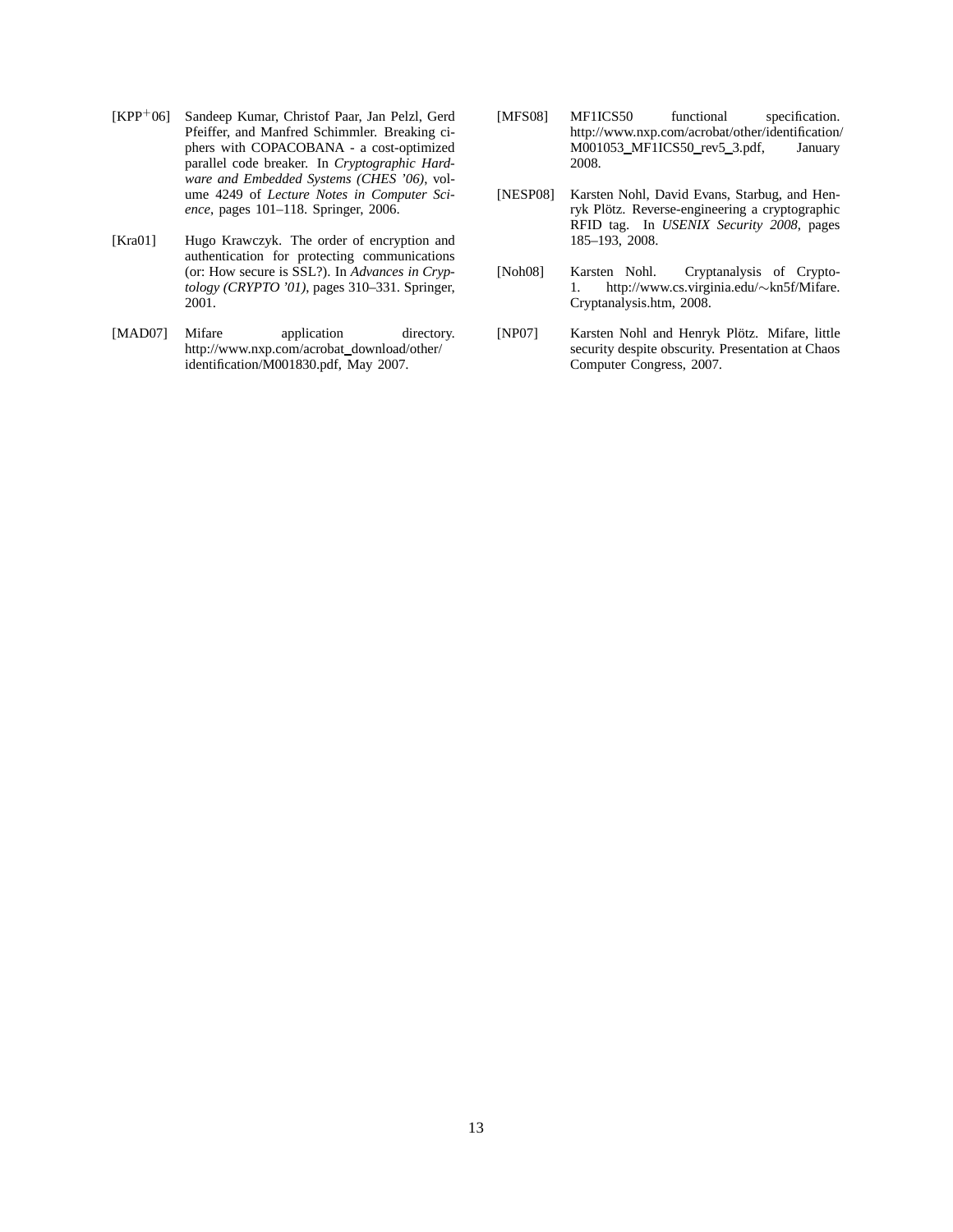[KPP+06] Sandeep Kumar, Christof Paar, Jan Pelzl, Gerd Pfeiffer, and Manfred Schimmler. Breaking ciphers with COPACOBANA - a cost-optimized parallel code breaker. In *Cryptographic Hardware and Embedded Systems (CHES '06)*, volume 4249 of *Lecture Notes in Computer Science*, pages 101–118. Springer, 2006.

[Kra01] Hugo Krawczyk. The order of encryption and authentication for protecting communications (or: How secure is SSL?). In *Advances in Cryptology (CRYPTO '01)*, pages 310–331. Springer, 2001.

[MAD07] Mifare application directory. http://www.nxp.com/acrobat_download/other/identification/M001830.pdf, May 2007.

[MFS08] MF1ICS50 functional specification. http://www.nxp.com/acrobat/other/identification/M001053_MF1ICS50_rev5_3.pdf, January 2008.

[NESP08] Karsten Nohl, David Evans, Starbug, and Henryk Plötz. Reverse-engineering a cryptographic RFID tag. In *USENIX Security 2008*, pages 185–193, 2008.

[Noh08] Karsten Nohl. Cryptanalysis of Crypto-1. http://www.cs.virginia.edu/∼kn5f/Mifare.Cryptanalysis.htm, 2008.

[NP07] Karsten Nohl and Henryk Plötz. Mifare, little security despite obscurity. Presentation at Chaos Computer Congress, 2007.